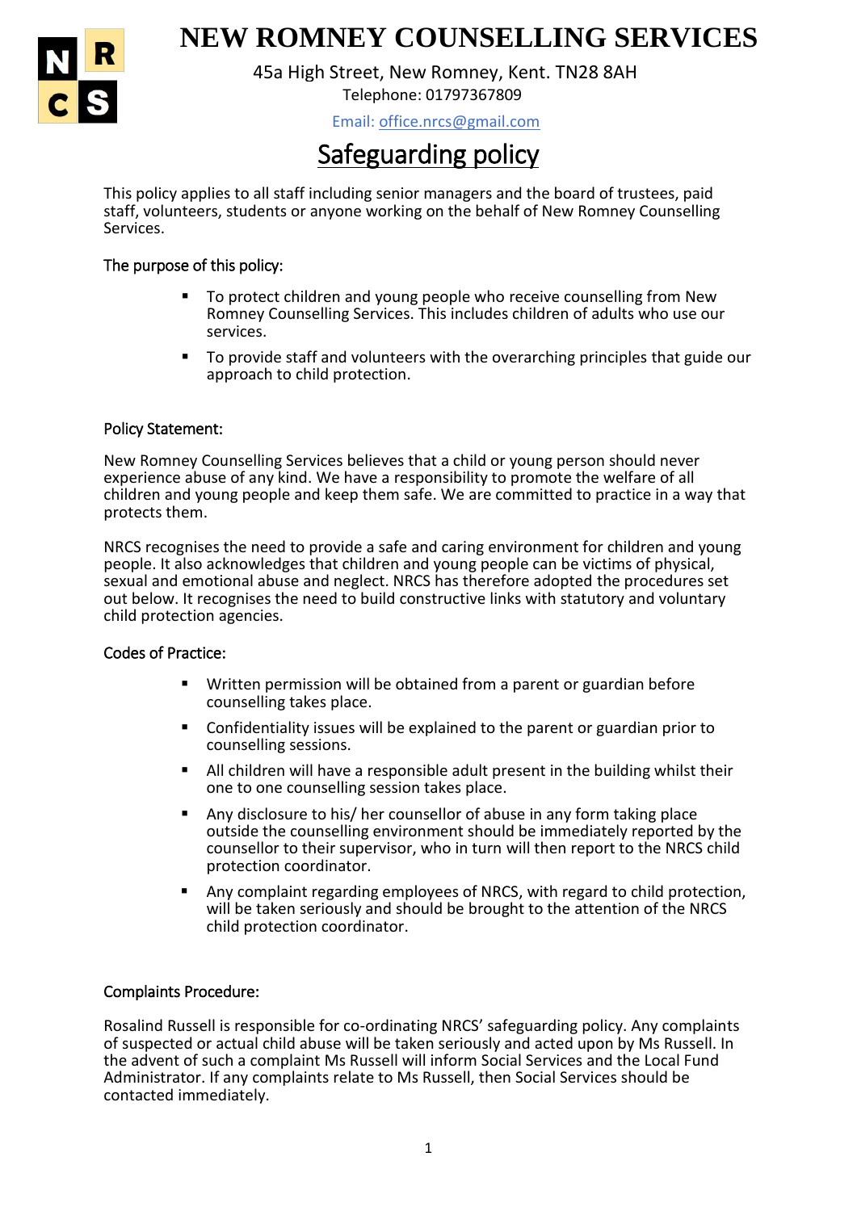# NEW ROMNEY COUNSELLING SERVICES

45a High Street, New Romney, Kent. TN28 8AH

Telephone: 01797367809

Email: office.nrcs@gmail.com

## Safeguarding policy

This policy applies to all staff including senior managers and the board of trustees, paid staff, volunteers, students or anyone working on the behalf of New Romney Counselling Services.

### The purpose of this policy:

- To protect children and young people who receive counselling from New Romney Counselling Services. This includes children of adults who use our services.
- To provide staff and volunteers with the overarching principles that guide our approach to child protection.

### Policy Statement:

New Romney Counselling Services believes that a child or young person should never experience abuse of any kind. We have a responsibility to promote the welfare of all children and young people and keep them safe. We are committed to practice in a way that protects them.

NRCS recognises the need to provide a safe and caring environment for children and young people. It also acknowledges that children and young people can be victims of physical, sexual and emotional abuse and neglect. NRCS has therefore adopted the procedures set out below. It recognises the need to build constructive links with statutory and voluntary child protection agencies.

### Codes of Practice:

- Written permission will be obtained from a parent or guardian before counselling takes place.
- Confidentiality issues will be explained to the parent or guardian prior to counselling sessions.
- All children will have a responsible adult present in the building whilst their one to one counselling session takes place.
- Any disclosure to his/ her counsellor of abuse in any form taking place outside the counselling environment should be immediately reported by the counsellor to their supervisor, who in turn will then report to the NRCS child protection coordinator.
- Any complaint regarding employees of NRCS, with regard to child protection, will be taken seriously and should be brought to the attention of the NRCS child protection coordinator.

### Complaints Procedure:

Rosalind Russell is responsible for co-ordinating NRCS' safeguarding policy. Any complaints of suspected or actual child abuse will be taken seriously and acted upon by Ms Russell. In the advent of such a complaint Ms Russell will inform Social Services and the Local Fund Administrator. If any complaints relate to Ms Russell, then Social Services should be contacted immediately.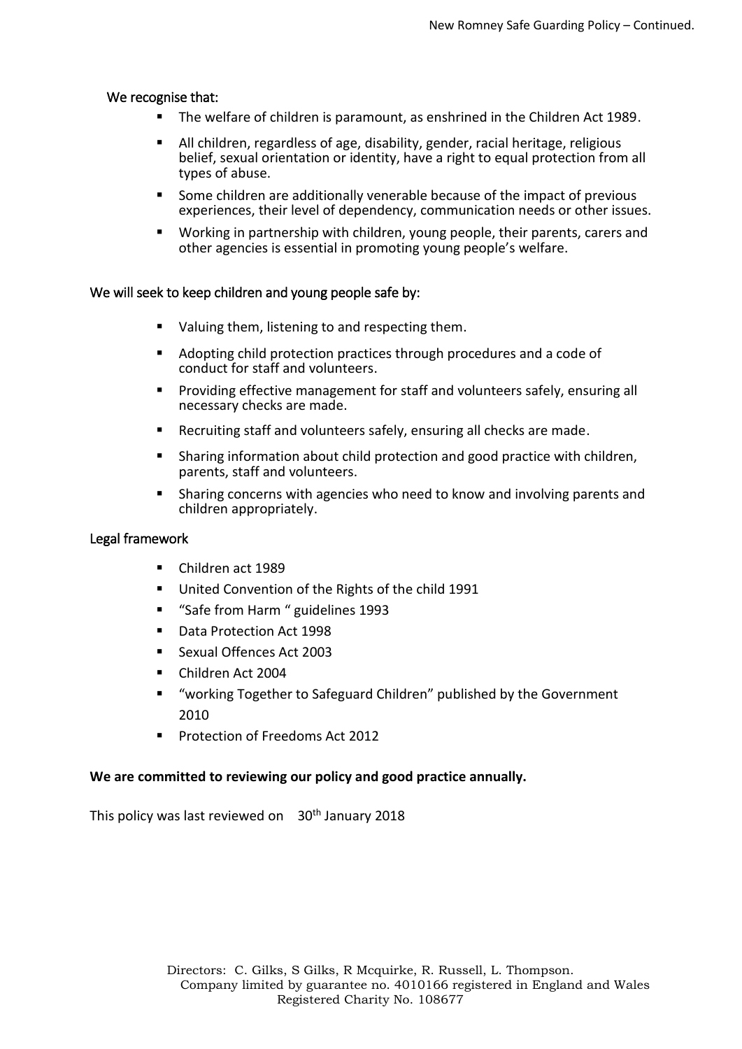We recognise that:

- The welfare of children is paramount, as enshrined in the Children Act 1989.
- All children, regardless of age, disability, gender, racial heritage, religious belief, sexual orientation or identity, have a right to equal protection from all types of abuse.
- Some children are additionally venerable because of the impact of previous experiences, their level of dependency, communication needs or other issues.
- Working in partnership with children, young people, their parents, carers and other agencies is essential in promoting young people's welfare.

We will seek to keep children and young people safe by:

- Valuing them, listening to and respecting them.
- Adopting child protection practices through procedures and a code of conduct for staff and volunteers.
- Providing effective management for staff and volunteers safely, ensuring all necessary checks are made.
- Recruiting staff and volunteers safely, ensuring all checks are made.
- Sharing information about child protection and good practice with children, parents, staff and volunteers.
- Sharing concerns with agencies who need to know and involving parents and children appropriately.

Legal framework

- Children act 1989
- United Convention of the Rights of the child 1991
- "Safe from Harm " guidelines 1993
- Data Protection Act 1998
- Sexual Offences Act 2003
- Children Act 2004
- "working Together to Safeguard Children" published by the Government 2010
- Protection of Freedoms Act 2012

**We are committed to reviewing our policy and good practice annually.**

This policy was last reviewed on 30th January 2018

Directors: C. Gilks, S Gilks, R Mcquirke, R. Russell, L. Thompson.
Company limited by guarantee no. 4010166 registered in England and Wales
Registered Charity No. 108677